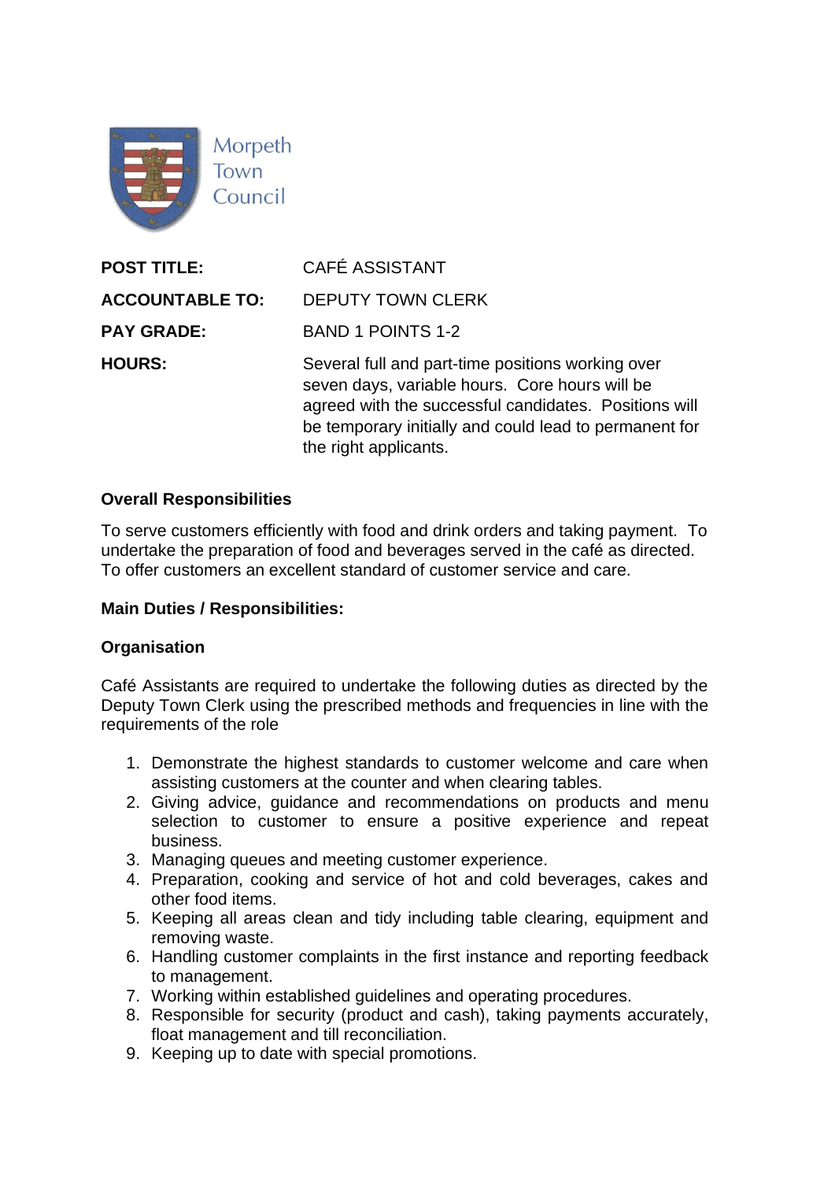Morpeth Town Council

| | |
|---|---|
| **POST TITLE:** | CAFÉ ASSISTANT |
| **ACCOUNTABLE TO:** | DEPUTY TOWN CLERK |
| **PAY GRADE:** | BAND 1 POINTS 1-2 |
| **HOURS:** | Several full and part-time positions working over seven days, variable hours. Core hours will be agreed with the successful candidates. Positions will be temporary initially and could lead to permanent for the right applicants. |

**Overall Responsibilities**

To serve customers efficiently with food and drink orders and taking payment. To undertake the preparation of food and beverages served in the café as directed. To offer customers an excellent standard of customer service and care.

**Main Duties / Responsibilities:**

**Organisation**

Café Assistants are required to undertake the following duties as directed by the Deputy Town Clerk using the prescribed methods and frequencies in line with the requirements of the role

1. Demonstrate the highest standards to customer welcome and care when assisting customers at the counter and when clearing tables.
2. Giving advice, guidance and recommendations on products and menu selection to customer to ensure a positive experience and repeat business.
3. Managing queues and meeting customer experience.
4. Preparation, cooking and service of hot and cold beverages, cakes and other food items.
5. Keeping all areas clean and tidy including table clearing, equipment and removing waste.
6. Handling customer complaints in the first instance and reporting feedback to management.
7. Working within established guidelines and operating procedures.
8. Responsible for security (product and cash), taking payments accurately, float management and till reconciliation.
9. Keeping up to date with special promotions.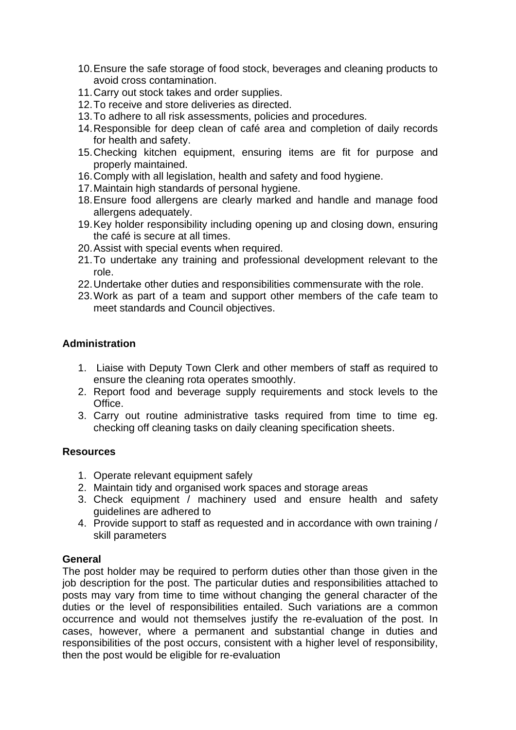10. Ensure the safe storage of food stock, beverages and cleaning products to avoid cross contamination.
11. Carry out stock takes and order supplies.
12. To receive and store deliveries as directed.
13. To adhere to all risk assessments, policies and procedures.
14. Responsible for deep clean of café area and completion of daily records for health and safety.
15. Checking kitchen equipment, ensuring items are fit for purpose and properly maintained.
16. Comply with all legislation, health and safety and food hygiene.
17. Maintain high standards of personal hygiene.
18. Ensure food allergens are clearly marked and handle and manage food allergens adequately.
19. Key holder responsibility including opening up and closing down, ensuring the café is secure at all times.
20. Assist with special events when required.
21. To undertake any training and professional development relevant to the role.
22. Undertake other duties and responsibilities commensurate with the role.
23. Work as part of a team and support other members of the cafe team to meet standards and Council objectives.

**Administration**

1. Liaise with Deputy Town Clerk and other members of staff as required to ensure the cleaning rota operates smoothly.
2. Report food and beverage supply requirements and stock levels to the Office.
3. Carry out routine administrative tasks required from time to time eg. checking off cleaning tasks on daily cleaning specification sheets.

**Resources**

1. Operate relevant equipment safely
2. Maintain tidy and organised work spaces and storage areas
3. Check equipment / machinery used and ensure health and safety guidelines are adhered to
4. Provide support to staff as requested and in accordance with own training / skill parameters

**General**

The post holder may be required to perform duties other than those given in the job description for the post. The particular duties and responsibilities attached to posts may vary from time to time without changing the general character of the duties or the level of responsibilities entailed. Such variations are a common occurrence and would not themselves justify the re-evaluation of the post. In cases, however, where a permanent and substantial change in duties and responsibilities of the post occurs, consistent with a higher level of responsibility, then the post would be eligible for re-evaluation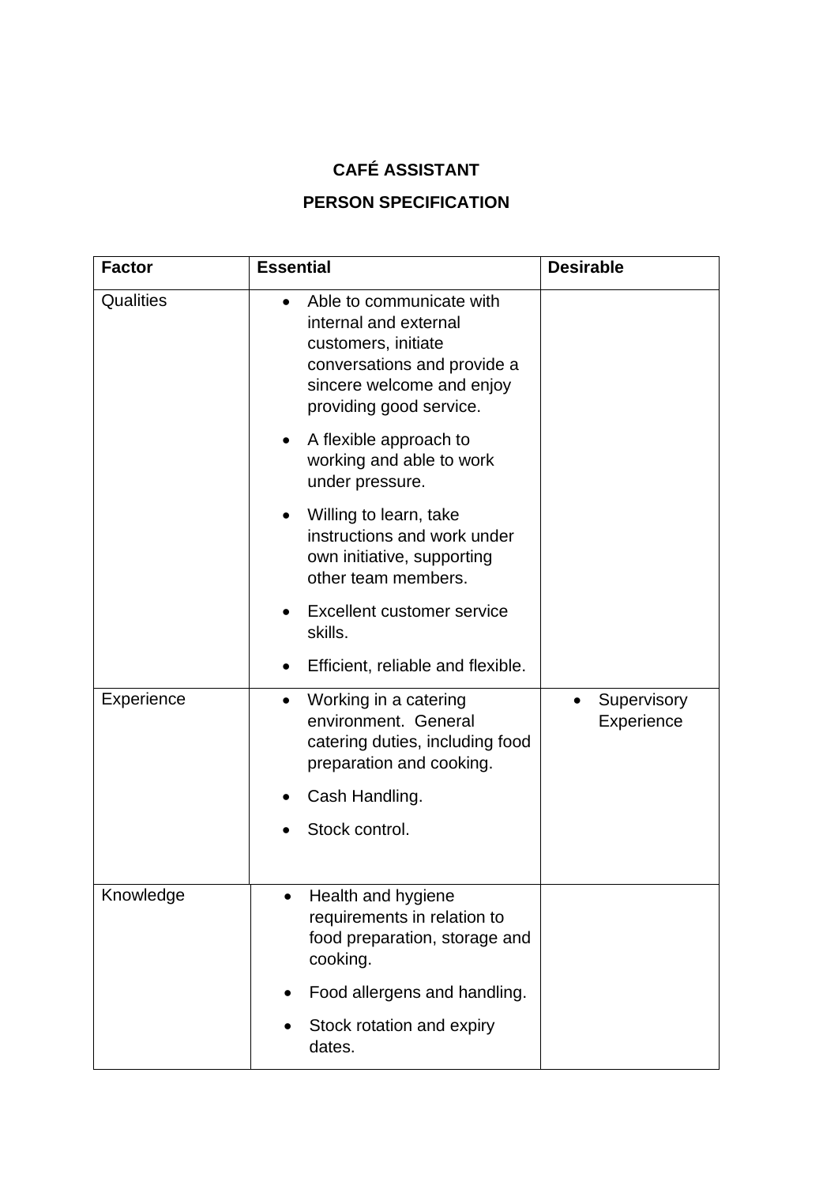## CAFÉ ASSISTANT

## PERSON SPECIFICATION

| Factor | Essential | Desirable |
|---|---|---|
| Qualities | • Able to communicate with internal and external customers, initiate conversations and provide a sincere welcome and enjoy providing good service.<br>• A flexible approach to working and able to work under pressure.<br>• Willing to learn, take instructions and work under own initiative, supporting other team members.<br>• Excellent customer service skills.<br>• Efficient, reliable and flexible. | |
| Experience | • Working in a catering environment. General catering duties, including food preparation and cooking.<br>• Cash Handling.<br>• Stock control. | • Supervisory Experience |
| Knowledge | • Health and hygiene requirements in relation to food preparation, storage and cooking.<br>• Food allergens and handling.<br>• Stock rotation and expiry dates. | |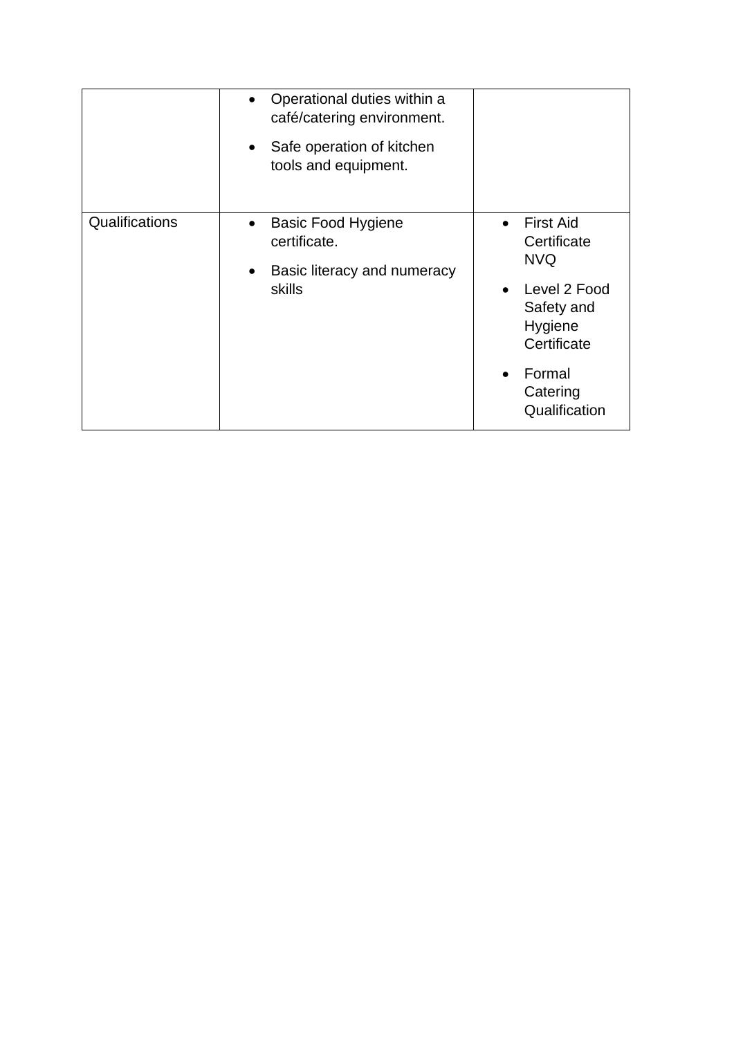| | | |
|---|---|---|
| | • Operational duties within a café/catering environment.<br>• Safe operation of kitchen tools and equipment. | |
| Qualifications | • Basic Food Hygiene certificate.<br>• Basic literacy and numeracy skills | • First Aid Certificate NVQ<br>• Level 2 Food Safety and Hygiene Certificate<br>• Formal Catering Qualification |